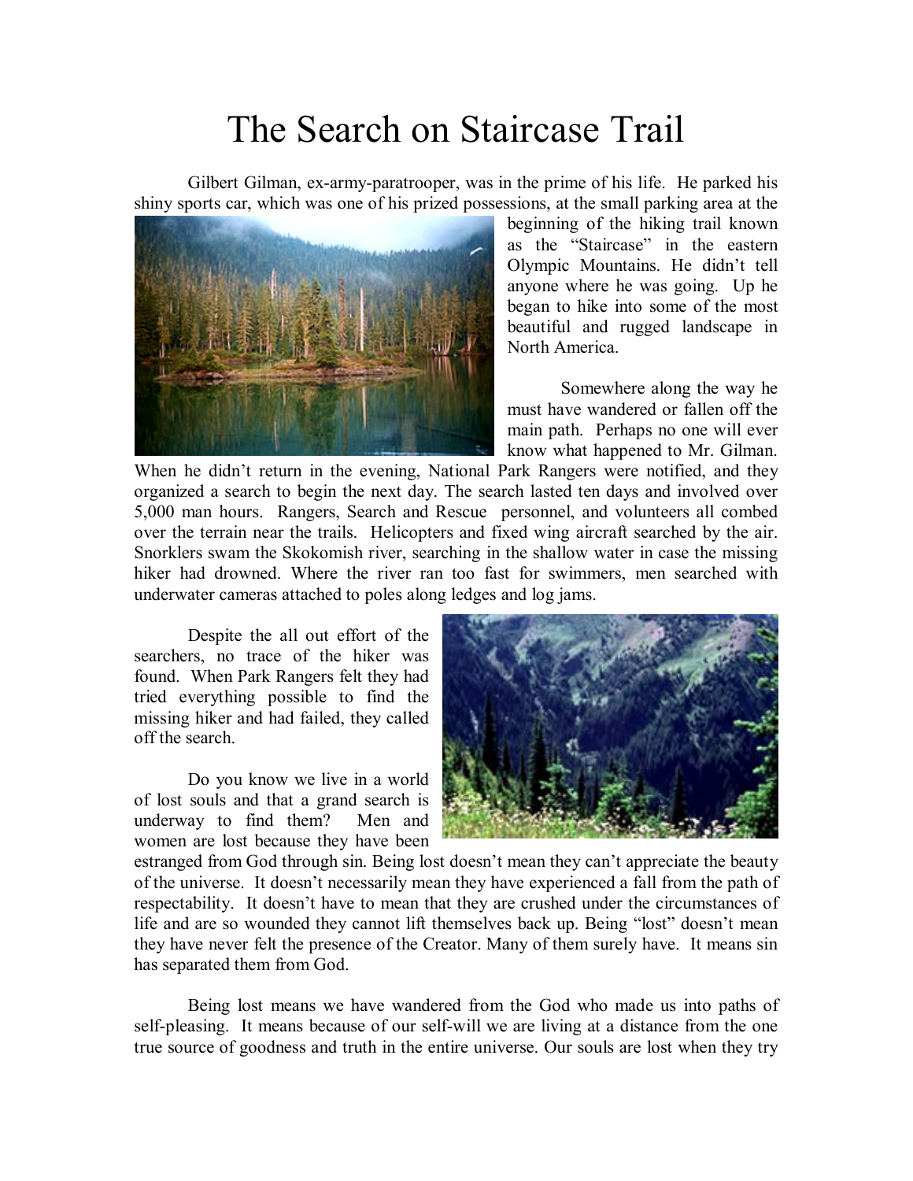# The Search on Staircase Trail

Gilbert Gilman, ex-army-paratrooper, was in the prime of his life. He parked his shiny sports car, which was one of his prized possessions, at the small parking area at the beginning of the hiking trail known as the "Staircase" in the eastern Olympic Mountains. He didn't tell anyone where he was going. Up he began to hike into some of the most beautiful and rugged landscape in North America.

Somewhere along the way he must have wandered or fallen off the main path. Perhaps no one will ever know what happened to Mr. Gilman. When he didn't return in the evening, National Park Rangers were notified, and they organized a search to begin the next day. The search lasted ten days and involved over 5,000 man hours. Rangers, Search and Rescue personnel, and volunteers all combed over the terrain near the trails. Helicopters and fixed wing aircraft searched by the air. Snorklers swam the Skokomish river, searching in the shallow water in case the missing hiker had drowned. Where the river ran too fast for swimmers, men searched with underwater cameras attached to poles along ledges and log jams.

Despite the all out effort of the searchers, no trace of the hiker was found. When Park Rangers felt they had tried everything possible to find the missing hiker and had failed, they called off the search.

Do you know we live in a world of lost souls and that a grand search is underway to find them? Men and women are lost because they have been estranged from God through sin. Being lost doesn't mean they can't appreciate the beauty of the universe. It doesn't necessarily mean they have experienced a fall from the path of respectability. It doesn't have to mean that they are crushed under the circumstances of life and are so wounded they cannot lift themselves back up. Being "lost" doesn't mean they have never felt the presence of the Creator. Many of them surely have. It means sin has separated them from God.

Being lost means we have wandered from the God who made us into paths of self-pleasing. It means because of our self-will we are living at a distance from the one true source of goodness and truth in the entire universe. Our souls are lost when they try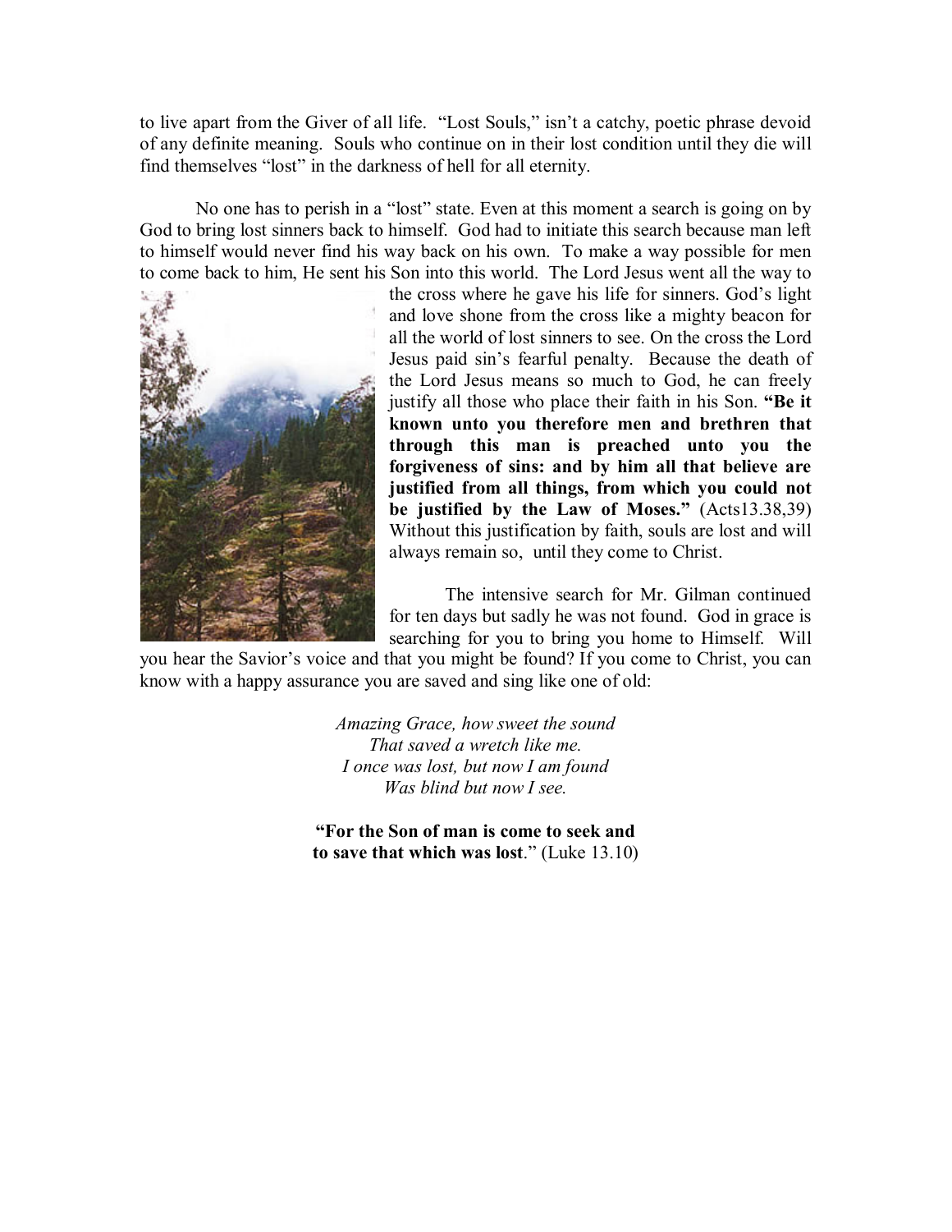to live apart from the Giver of all life. "Lost Souls," isn't a catchy, poetic phrase devoid of any definite meaning. Souls who continue on in their lost condition until they die will find themselves "lost" in the darkness of hell for all eternity.

No one has to perish in a "lost" state. Even at this moment a search is going on by God to bring lost sinners back to himself. God had to initiate this search because man left to himself would never find his way back on his own. To make a way possible for men to come back to him, He sent his Son into this world. The Lord Jesus went all the way to the cross where he gave his life for sinners. God's light and love shone from the cross like a mighty beacon for all the world of lost sinners to see. On the cross the Lord Jesus paid sin's fearful penalty. Because the death of the Lord Jesus means so much to God, he can freely justify all those who place their faith in his Son. **"Be it known unto you therefore men and brethren that through this man is preached unto you the forgiveness of sins: and by him all that believe are justified from all things, from which you could not be justified by the Law of Moses."** (Acts13.38,39) Without this justification by faith, souls are lost and will always remain so, until they come to Christ.

The intensive search for Mr. Gilman continued for ten days but sadly he was not found. God in grace is searching for you to bring you home to Himself. Will you hear the Savior's voice and that you might be found? If you come to Christ, you can know with a happy assurance you are saved and sing like one of old:

*Amazing Grace, how sweet the sound*
*That saved a wretch like me.*
*I once was lost, but now I am found*
*Was blind but now I see.*

**"For the Son of man is come to seek and to save that which was lost**." (Luke 13.10)